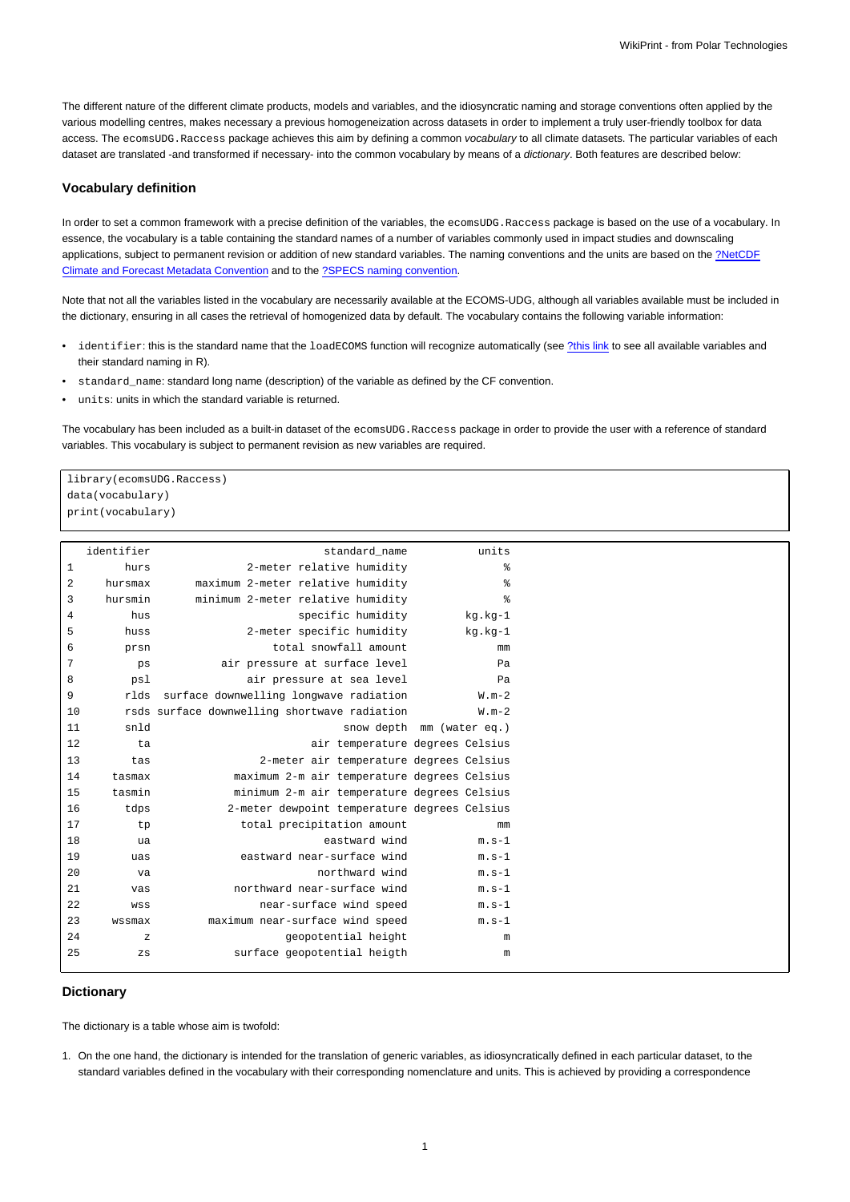The different nature of the different climate products, models and variables, and the idiosyncratic naming and storage conventions often applied by the various modelling centres, makes necessary a previous homogeneization across datasets in order to implement a truly user-friendly toolbox for data access. The `ecomsUDG.Raccess` package achieves this aim by defining a common *vocabulary* to all climate datasets. The particular variables of each dataset are translated -and transformed if necessary- into the common vocabulary by means of a *dictionary*. Both features are described below:

### Vocabulary definition

In order to set a common framework with a precise definition of the variables, the `ecomsUDG.Raccess` package is based on the use of a vocabulary. In essence, the vocabulary is a table containing the standard names of a number of variables commonly used in impact studies and downscaling applications, subject to permanent revision or addition of new standard variables. The naming conventions and the units are based on the ?NetCDF Climate and Forecast Metadata Convention and to the ?SPECS naming convention.

Note that not all the variables listed in the vocabulary are necessarily available at the ECOMS-UDG, although all variables available must be included in the dictionary, ensuring in all cases the retrieval of homogenized data by default. The vocabulary contains the following variable information:

- `identifier`: this is the standard name that the `loadECOMS` function will recognize automatically (see ?this link to see all available variables and their standard naming in R).
- `standard_name`: standard long name (description) of the variable as defined by the CF convention.
- `units`: units in which the standard variable is returned.

The vocabulary has been included as a built-in dataset of the `ecomsUDG.Raccess` package in order to provide the user with a reference of standard variables. This vocabulary is subject to permanent revision as new variables are required.

```
library(ecomsUDG.Raccess)
data(vocabulary)
print(vocabulary)
```

```
   identifier                          standard_name           units
1        hurs                 2-meter relative humidity               %
2     hursmax         maximum 2-meter relative humidity               %
3     hursmin         minimum 2-meter relative humidity               %
4         hus                         specific humidity         kg.kg-1
5        huss                 2-meter specific humidity         kg.kg-1
6        prsn                     total snowfall amount              mm
7          ps              air pressure at surface level              Pa
8         psl                  air pressure at sea level              Pa
9        rlds  surface downwelling longwave radiation            W.m-2
10       rsds surface downwelling shortwave radiation            W.m-2
11       snld                                snow depth  mm (water eq.)
12         ta                           air temperature  degrees Celsius
13        tas                   2-meter air temperature  degrees Celsius
14     tasmax             maximum 2-m air temperature  degrees Celsius
15     tasmin             minimum 2-m air temperature  degrees Celsius
16       tdps            2-meter dewpoint temperature  degrees Celsius
17         tp                  total precipitation amount              mm
18         ua                             eastward wind           m.s-1
19        uas                 eastward near-surface wind           m.s-1
20         va                            northward wind           m.s-1
21        vas                northward near-surface wind           m.s-1
22        wss                    near-surface wind speed           m.s-1
23     wssmax            maximum near-surface wind speed           m.s-1
24          z                       geopotential height               m
25         zs                 surface geopotential heigth               m
```

### Dictionary

The dictionary is a table whose aim is twofold:

1. On the one hand, the dictionary is intended for the translation of generic variables, as idiosyncratically defined in each particular dataset, to the standard variables defined in the vocabulary with their corresponding nomenclature and units. This is achieved by providing a correspondence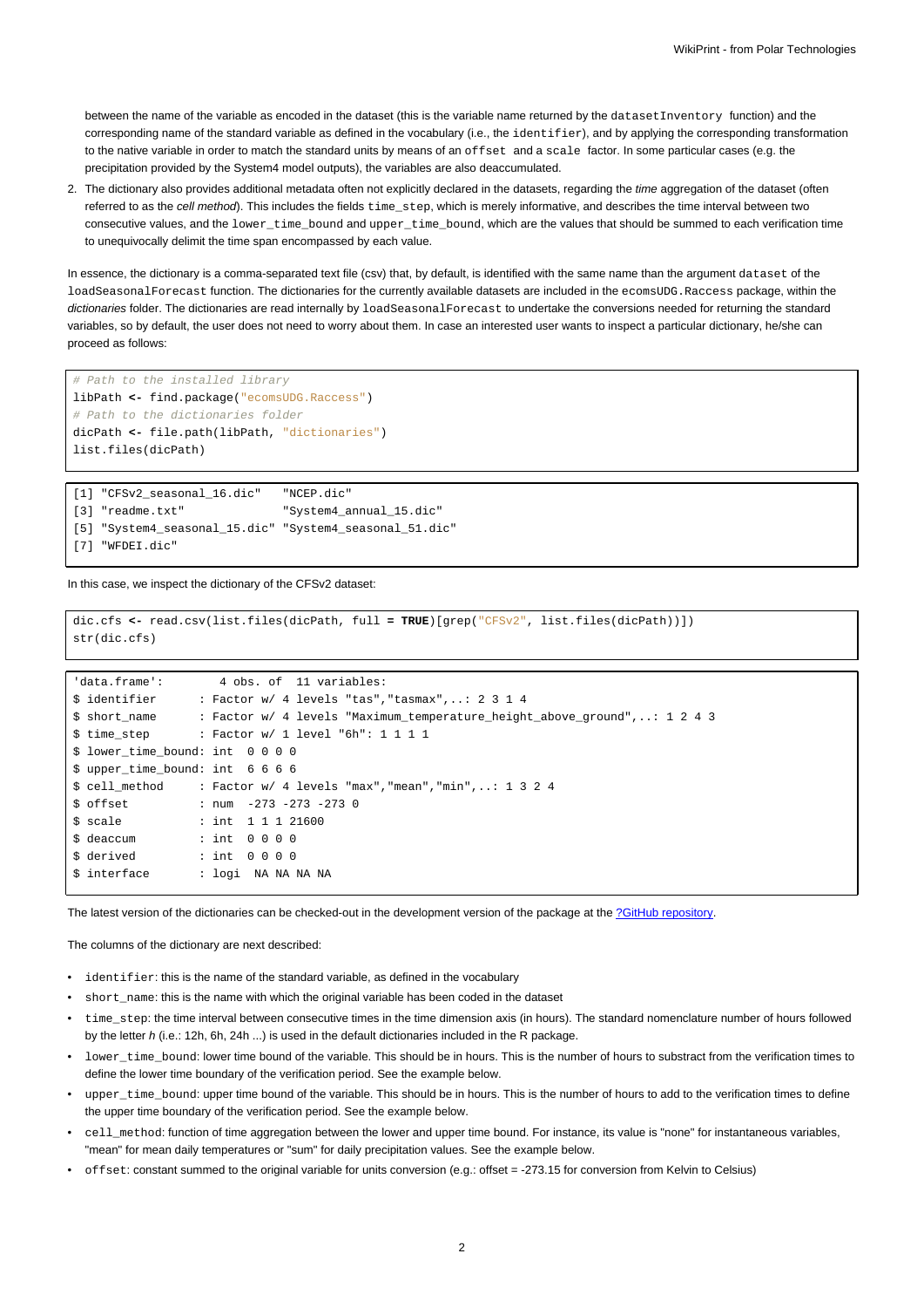between the name of the variable as encoded in the dataset (this is the variable name returned by the `datasetInventory` function) and the corresponding name of the standard variable as defined in the vocabulary (i.e., the `identifier`), and by applying the corresponding transformation to the native variable in order to match the standard units by means of an `offset` and a `scale` factor. In some particular cases (e.g. the precipitation provided by the System4 model outputs), the variables are also deaccumulated.

2. The dictionary also provides additional metadata often not explicitly declared in the datasets, regarding the *time* aggregation of the dataset (often referred to as the *cell method*). This includes the fields `time_step`, which is merely informative, and describes the time interval between two consecutive values, and the `lower_time_bound` and `upper_time_bound`, which are the values that should be summed to each verification time to unequivocally delimit the time span encompassed by each value.

In essence, the dictionary is a comma-separated text file (csv) that, by default, is identified with the same name than the argument `dataset` of the `loadSeasonalForecast` function. The dictionaries for the currently available datasets are included in the `ecomsUDG.Raccess` package, within the *dictionaries* folder. The dictionaries are read internally by `loadSeasonalForecast` to undertake the conversions needed for returning the standard variables, so by default, the user does not need to worry about them. In case an interested user wants to inspect a particular dictionary, he/she can proceed as follows:

```
# Path to the installed library
libPath <- find.package("ecomsUDG.Raccess")
# Path to the dictionaries folder
dicPath <- file.path(libPath, "dictionaries")
list.files(dicPath)
```

```
[1] "CFSv2_seasonal_16.dic"   "NCEP.dic"
[3] "readme.txt"              "System4_annual_15.dic"
[5] "System4_seasonal_15.dic" "System4_seasonal_51.dic"
[7] "WFDEI.dic"
```

In this case, we inspect the dictionary of the CFSv2 dataset:

```
dic.cfs <- read.csv(list.files(dicPath, full = TRUE)[grep("CFSv2", list.files(dicPath))])
str(dic.cfs)
```

```
'data.frame':        4 obs. of  11 variables:
$ identifier      : Factor w/ 4 levels "tas","tasmax",..: 2 3 1 4
$ short_name      : Factor w/ 4 levels "Maximum_temperature_height_above_ground",..: 1 2 4 3
$ time_step       : Factor w/ 1 level "6h": 1 1 1 1
$ lower_time_bound: int  0 0 0 0
$ upper_time_bound: int  6 6 6 6
$ cell_method     : Factor w/ 4 levels "max","mean","min",..: 1 3 2 4
$ offset          : num  -273 -273 -273 0
$ scale           : int  1 1 1 21600
$ deaccum         : int  0 0 0 0
$ derived         : int  0 0 0 0
$ interface       : logi  NA NA NA NA
```

The latest version of the dictionaries can be checked-out in the development version of the package at the ?GitHub repository.

The columns of the dictionary are next described:

- `identifier`: this is the name of the standard variable, as defined in the vocabulary
- `short_name`: this is the name with which the original variable has been coded in the dataset
- `time_step`: the time interval between consecutive times in the time dimension axis (in hours). The standard nomenclature number of hours followed by the letter *h* (i.e.: 12h, 6h, 24h ...) is used in the default dictionaries included in the R package.
- `lower_time_bound`: lower time bound of the variable. This should be in hours. This is the number of hours to substract from the verification times to define the lower time boundary of the verification period. See the example below.
- `upper_time_bound`: upper time bound of the variable. This should be in hours. This is the number of hours to add to the verification times to define the upper time boundary of the verification period. See the example below.
- `cell_method`: function of time aggregation between the lower and upper time bound. For instance, its value is "none" for instantaneous variables, "mean" for mean daily temperatures or "sum" for daily precipitation values. See the example below.
- `offset`: constant summed to the original variable for units conversion (e.g.: offset = -273.15 for conversion from Kelvin to Celsius)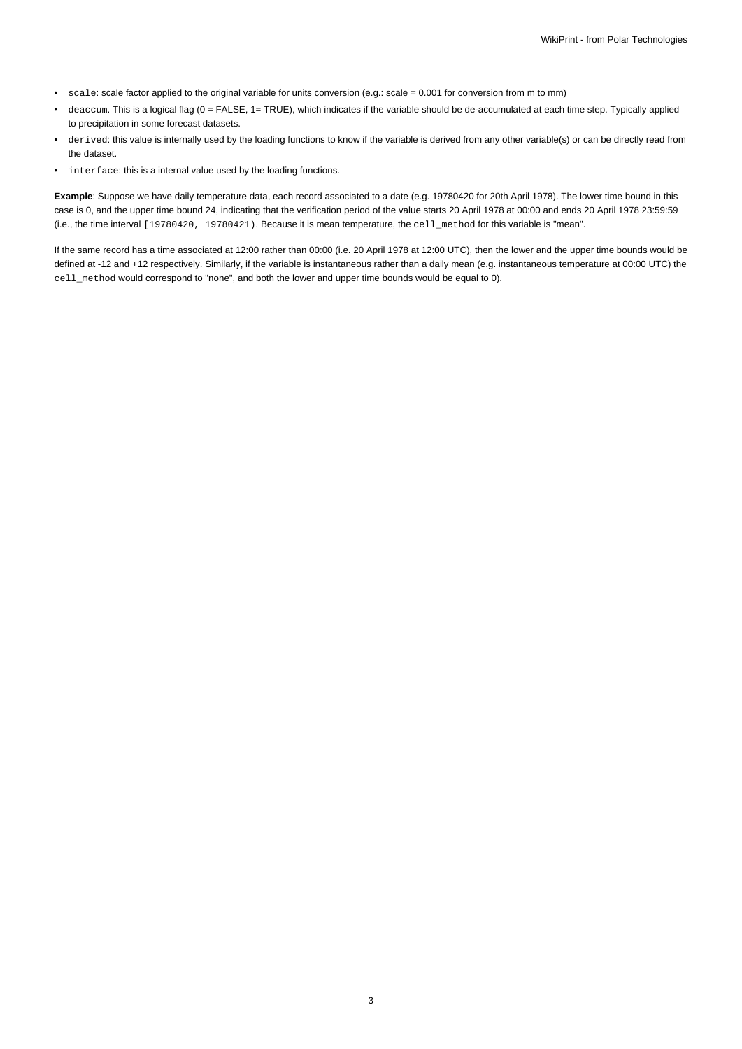- `scale`: scale factor applied to the original variable for units conversion (e.g.: scale = 0.001 for conversion from m to mm)
- `deaccum`. This is a logical flag (0 = FALSE, 1= TRUE), which indicates if the variable should be de-accumulated at each time step. Typically applied to precipitation in some forecast datasets.
- `derived`: this value is internally used by the loading functions to know if the variable is derived from any other variable(s) or can be directly read from the dataset.
- `interface`: this is a internal value used by the loading functions.

**Example**: Suppose we have daily temperature data, each record associated to a date (e.g. 19780420 for 20th April 1978). The lower time bound in this case is 0, and the upper time bound 24, indicating that the verification period of the value starts 20 April 1978 at 00:00 and ends 20 April 1978 23:59:59 (i.e., the time interval `[19780420, 19780421)`. Because it is mean temperature, the `cell_method` for this variable is "mean".

If the same record has a time associated at 12:00 rather than 00:00 (i.e. 20 April 1978 at 12:00 UTC), then the lower and the upper time bounds would be defined at -12 and +12 respectively. Similarly, if the variable is instantaneous rather than a daily mean (e.g. instantaneous temperature at 00:00 UTC) the `cell_method` would correspond to "none", and both the lower and upper time bounds would be equal to 0).